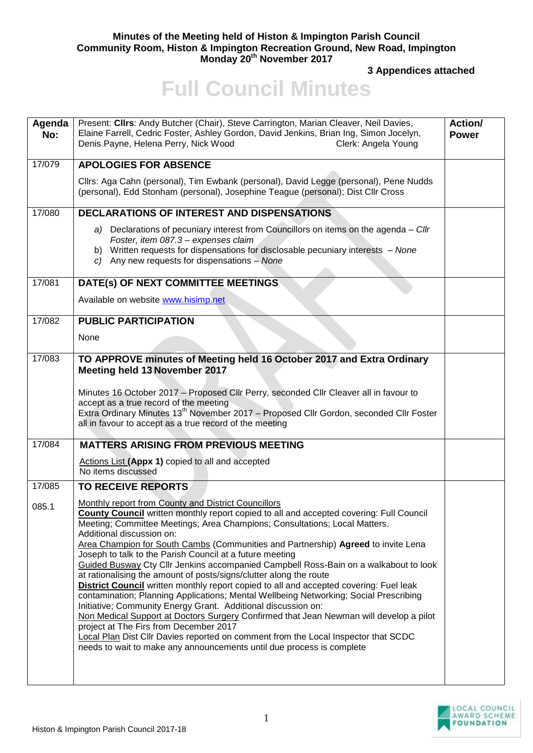**Minutes of the Meeting held of Histon & Impington Parish Council**
**Community Room, Histon & Impington Recreation Ground, New Road, Impington**
**Monday 20th November 2017**

**3 Appendices attached**

# Full Council Minutes

| Agenda No: | Present: **Cllrs**: Andy Butcher (Chair), Steve Carrington, Marian Cleaver, Neil Davies, Elaine Farrell, Cedric Foster, Ashley Gordon, David Jenkins, Brian Ing, Simon Jocelyn, Denis Payne, Helena Perry, Nick Wood Clerk: Angela Young | **Action/ Power** |
|---|---|---|
| 17/079 | **APOLOGIES FOR ABSENCE**<br><br>Cllrs: Aga Cahn (personal), Tim Ewbank (personal), David Legge (personal), Pene Nudds (personal), Edd Stonham (personal), Josephine Teague (personal); Dist Cllr Cross | |
| 17/080 | **DECLARATIONS OF INTEREST AND DISPENSATIONS**<br><br>a) Declarations of pecuniary interest from Councillors on items on the agenda – *Cllr Foster, item 087.3 – expenses claim*<br>b) Written requests for dispensations for disclosable pecuniary interests – *None*<br>c) Any new requests for dispensations – *None* | |
| 17/081 | **DATE(s) OF NEXT COMMITTEE MEETINGS**<br><br>Available on website www.hisimp.net | |
| 17/082 | **PUBLIC PARTICIPATION**<br><br>None | |
| 17/083 | **TO APPROVE minutes of Meeting held 16 October 2017 and Extra Ordinary Meeting held 13 November 2017**<br><br>Minutes 16 October 2017 – Proposed Cllr Perry, seconded Cllr Cleaver all in favour to accept as a true record of the meeting<br>Extra Ordinary Minutes 13th November 2017 – Proposed Cllr Gordon, seconded Cllr Foster all in favour to accept as a true record of the meeting | |
| 17/084 | **MATTERS ARISING FROM PREVIOUS MEETING**<br><br>Actions List **(Appx 1)** copied to all and accepted<br>No items discussed | |
| 17/085 | **TO RECEIVE REPORTS** | |
| 085.1 | Monthly report from County and District Councillors<br>**County Council** written monthly report copied to all and accepted covering: Full Council Meeting; Committee Meetings; Area Champions; Consultations; Local Matters. Additional discussion on:<br>Area Champion for South Cambs (Communities and Partnership) **Agreed** to invite Lena Joseph to talk to the Parish Council at a future meeting<br>Guided Busway Cty Cllr Jenkins accompanied Campbell Ross-Bain on a walkabout to look at rationalising the amount of posts/signs/clutter along the route<br>**District Council** written monthly report copied to all and accepted covering: Fuel leak contamination; Planning Applications; Mental Wellbeing Networking; Social Prescribing Initiative; Community Energy Grant. Additional discussion on:<br>Non Medical Support at Doctors Surgery Confirmed that Jean Newman will develop a pilot project at The Firs from December 2017<br>Local Plan Dist Cllr Davies reported on comment from the Local Inspector that SCDC needs to wait to make any announcements until due process is complete | |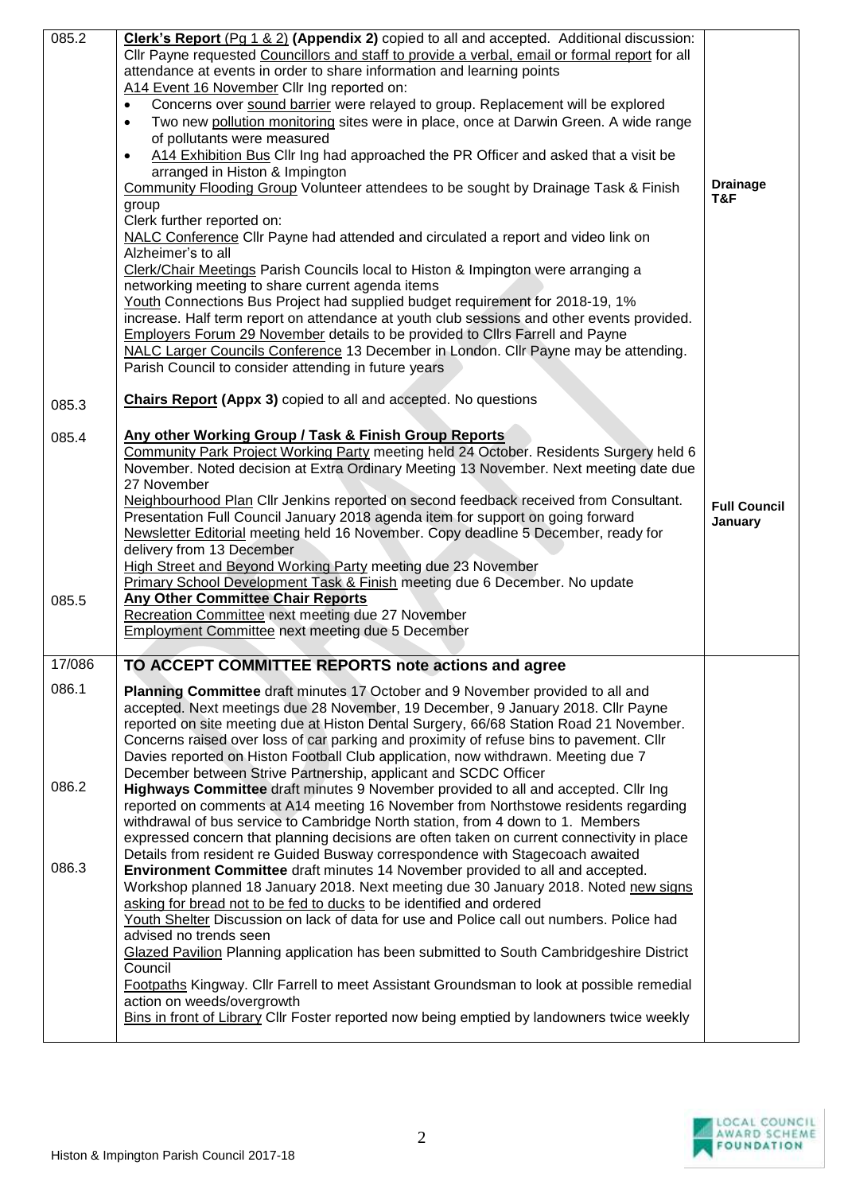| | | |
|---|---|---|
| 085.2 | **Clerk's Report** (Pg 1 & 2) **(Appendix 2)** copied to all and accepted. Additional discussion: Cllr Payne requested Councillors and staff to provide a verbal, email or formal report for all attendance at events in order to share information and learning points<br>A14 Event 16 November Cllr Ing reported on:<br>• Concerns over sound barrier were relayed to group. Replacement will be explored<br>• Two new pollution monitoring sites were in place, once at Darwin Green. A wide range of pollutants were measured<br>• A14 Exhibition Bus Cllr Ing had approached the PR Officer and asked that a visit be arranged in Histon & Impington<br>Community Flooding Group Volunteer attendees to be sought by Drainage Task & Finish group<br>Clerk further reported on:<br>NALC Conference Cllr Payne had attended and circulated a report and video link on Alzheimer's to all<br>Clerk/Chair Meetings Parish Councils local to Histon & Impington were arranging a networking meeting to share current agenda items<br>Youth Connections Bus Project had supplied budget requirement for 2018-19, 1% increase. Half term report on attendance at youth club sessions and other events provided.<br>Employers Forum 29 November details to be provided to Cllrs Farrell and Payne<br>NALC Larger Councils Conference 13 December in London. Cllr Payne may be attending. Parish Council to consider attending in future years | **Drainage T&F** |
| 085.3 | **Chairs Report (Appx 3)** copied to all and accepted. No questions | |
| 085.4 | **Any other Working Group / Task & Finish Group Reports**<br>Community Park Project Working Party meeting held 24 October. Residents Surgery held 6 November. Noted decision at Extra Ordinary Meeting 13 November. Next meeting date due 27 November<br>Neighbourhood Plan Cllr Jenkins reported on second feedback received from Consultant. Presentation Full Council January 2018 agenda item for support on going forward<br>Newsletter Editorial meeting held 16 November. Copy deadline 5 December, ready for delivery from 13 December<br>High Street and Beyond Working Party meeting due 23 November<br>Primary School Development Task & Finish meeting due 6 December. No update | **Full Council January** |
| 085.5 | **Any Other Committee Chair Reports**<br>Recreation Committee next meeting due 27 November<br>Employment Committee next meeting due 5 December | |
| 17/086 | **TO ACCEPT COMMITTEE REPORTS note actions and agree** | |
| 086.1 | **Planning Committee** draft minutes 17 October and 9 November provided to all and accepted. Next meetings due 28 November, 19 December, 9 January 2018. Cllr Payne reported on site meeting due at Histon Dental Surgery, 66/68 Station Road 21 November. Concerns raised over loss of car parking and proximity of refuse bins to pavement. Cllr Davies reported on Histon Football Club application, now withdrawn. Meeting due 7 December between Strive Partnership, applicant and SCDC Officer | |
| 086.2 | **Highways Committee** draft minutes 9 November provided to all and accepted. Cllr Ing reported on comments at A14 meeting 16 November from Northstowe residents regarding withdrawal of bus service to Cambridge North station, from 4 down to 1. Members expressed concern that planning decisions are often taken on current connectivity in place<br>Details from resident re Guided Busway correspondence with Stagecoach awaited | |
| 086.3 | **Environment Committee** draft minutes 14 November provided to all and accepted. Workshop planned 18 January 2018. Next meeting due 30 January 2018. Noted new signs asking for bread not to be fed to ducks to be identified and ordered<br>Youth Shelter Discussion on lack of data for use and Police call out numbers. Police had advised no trends seen<br>Glazed Pavilion Planning application has been submitted to South Cambridgeshire District Council<br>Footpaths Kingway. Cllr Farrell to meet Assistant Groundsman to look at possible remedial action on weeds/overgrowth<br>Bins in front of Library Cllr Foster reported now being emptied by landowners twice weekly | |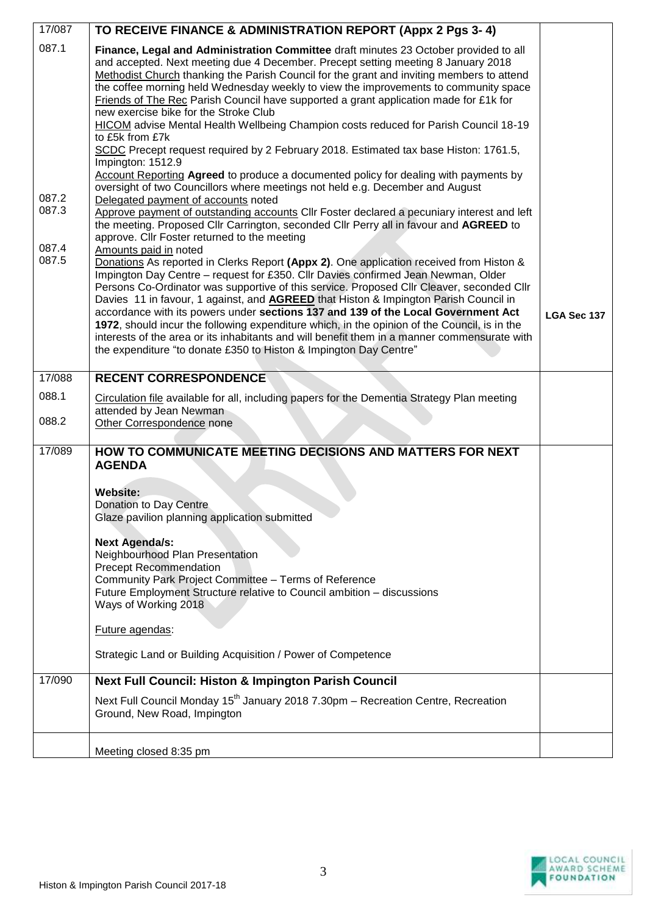| | | |
|---|---|---|
| 17/087 | **TO RECEIVE FINANCE & ADMINISTRATION REPORT (Appx 2 Pgs 3- 4)** | |
| 087.1 | **Finance, Legal and Administration Committee** draft minutes 23 October provided to all and accepted. Next meeting due 4 December. Precept setting meeting 8 January 2018<br>Methodist Church thanking the Parish Council for the grant and inviting members to attend the coffee morning held Wednesday weekly to view the improvements to community space<br>Friends of The Rec Parish Council have supported a grant application made for £1k for new exercise bike for the Stroke Club<br>HICOM advise Mental Health Wellbeing Champion costs reduced for Parish Council 18-19 to £5k from £7k<br>SCDC Precept request required by 2 February 2018. Estimated tax base Histon: 1761.5, Impington: 1512.9<br>Account Reporting **Agreed** to produce a documented policy for dealing with payments by oversight of two Councillors where meetings not held e.g. December and August | |
| 087.2 | Delegated payment of accounts noted | |
| 087.3 | Approve payment of outstanding accounts Cllr Foster declared a pecuniary interest and left the meeting. Proposed Cllr Carrington, seconded Cllr Perry all in favour and **AGREED** to approve. Cllr Foster returned to the meeting | |
| 087.4 | Amounts paid in noted | |
| 087.5 | Donations As reported in Clerks Report **(Appx 2)**. One application received from Histon & Impington Day Centre – request for £350. Cllr Davies confirmed Jean Newman, Older Persons Co-Ordinator was supportive of this service. Proposed Cllr Cleaver, seconded Cllr Davies 11 in favour, 1 against, and **AGREED** that Histon & Impington Parish Council in accordance with its powers under **sections 137 and 139 of the Local Government Act 1972**, should incur the following expenditure which, in the opinion of the Council, is in the interests of the area or its inhabitants and will benefit them in a manner commensurate with the expenditure "to donate £350 to Histon & Impington Day Centre" | **LGA Sec 137** |
| 17/088 | **RECENT CORRESPONDENCE** | |
| 088.1 | Circulation file available for all, including papers for the Dementia Strategy Plan meeting attended by Jean Newman | |
| 088.2 | Other Correspondence none | |
| 17/089 | **HOW TO COMMUNICATE MEETING DECISIONS AND MATTERS FOR NEXT AGENDA**<br><br>**Website:**<br>Donation to Day Centre<br>Glaze pavilion planning application submitted<br><br>**Next Agenda/s:**<br>Neighbourhood Plan Presentation<br>Precept Recommendation<br>Community Park Project Committee – Terms of Reference<br>Future Employment Structure relative to Council ambition – discussions<br>Ways of Working 2018<br><br>Future agendas:<br><br>Strategic Land or Building Acquisition / Power of Competence | |
| 17/090 | **Next Full Council: Histon & Impington Parish Council**<br><br>Next Full Council Monday 15th January 2018 7.30pm – Recreation Centre, Recreation Ground, New Road, Impington | |
| | Meeting closed 8:35 pm | |